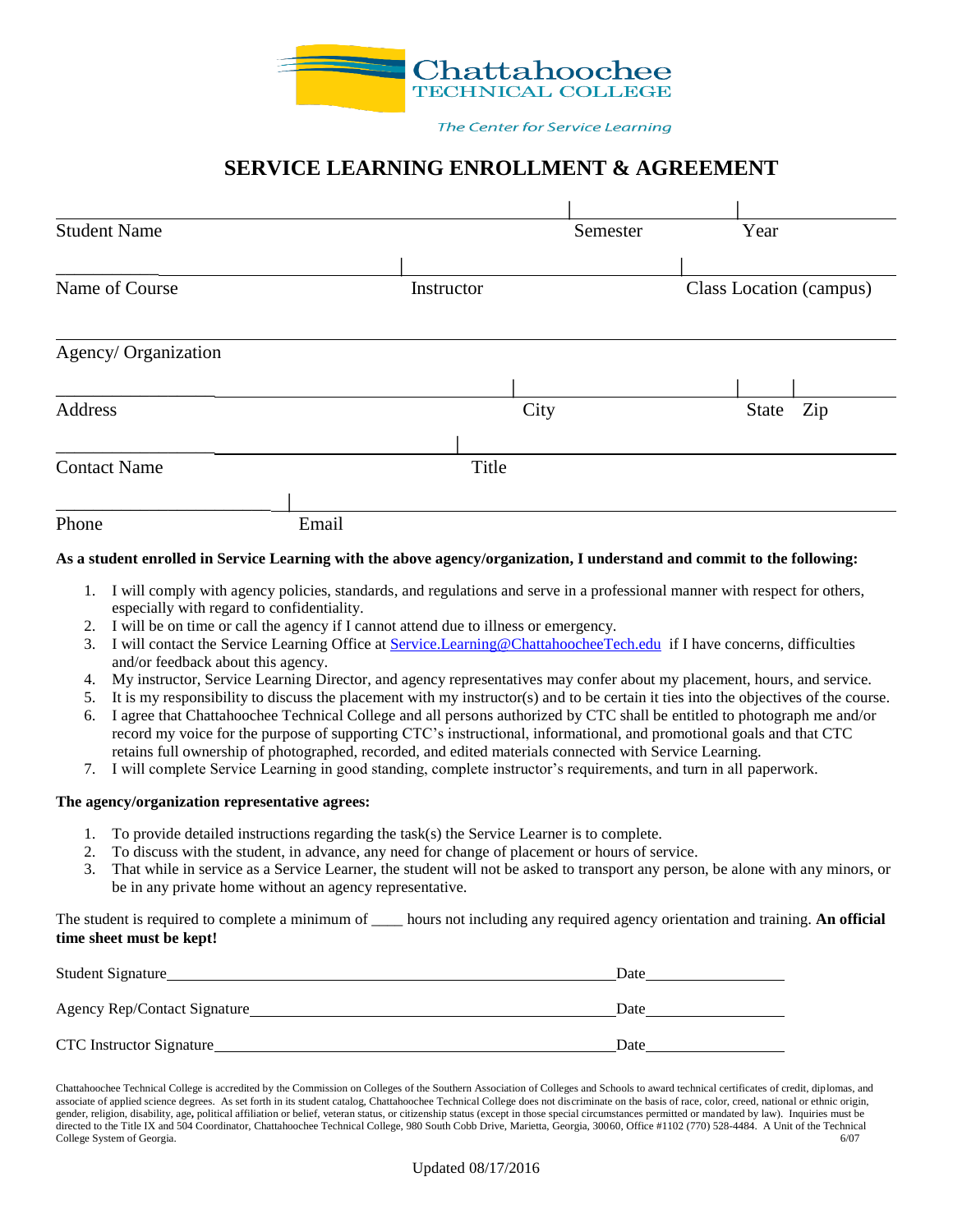Chattahoochee TECHNICAL COLLEGE

The Center for Service Learning

# SERVICE LEARNING ENROLLMENT & AGREEMENT

| Student Name | Semester | Year |
|---|---|---|
| | | |

| Name of Course | Instructor | Class Location (campus) |
|---|---|---|
| | | |

| Agency/ Organization |
|---|
| |

| Address | City | State | Zip |
|---|---|---|---|
| | | | |

| Contact Name | Title |
|---|---|
| | |

| Phone | Email |
|---|---|
| | |

**As a student enrolled in Service Learning with the above agency/organization, I understand and commit to the following:**

1. I will comply with agency policies, standards, and regulations and serve in a professional manner with respect for others, especially with regard to confidentiality.
2. I will be on time or call the agency if I cannot attend due to illness or emergency.
3. I will contact the Service Learning Office at Service.Learning@ChattahoocheeTech.edu if I have concerns, difficulties and/or feedback about this agency.
4. My instructor, Service Learning Director, and agency representatives may confer about my placement, hours, and service.
5. It is my responsibility to discuss the placement with my instructor(s) and to be certain it ties into the objectives of the course.
6. I agree that Chattahoochee Technical College and all persons authorized by CTC shall be entitled to photograph me and/or record my voice for the purpose of supporting CTC's instructional, informational, and promotional goals and that CTC retains full ownership of photographed, recorded, and edited materials connected with Service Learning.
7. I will complete Service Learning in good standing, complete instructor's requirements, and turn in all paperwork.

**The agency/organization representative agrees:**

1. To provide detailed instructions regarding the task(s) the Service Learner is to complete.
2. To discuss with the student, in advance, any need for change of placement or hours of service.
3. That while in service as a Service Learner, the student will not be asked to transport any person, be alone with any minors, or be in any private home without an agency representative.

The student is required to complete a minimum of ____ hours not including any required agency orientation and training. **An official time sheet must be kept!**

Student Signature______________________________ Date__________

Agency Rep/Contact Signature______________________________ Date__________

CTC Instructor Signature______________________________ Date__________

Chattahoochee Technical College is accredited by the Commission on Colleges of the Southern Association of Colleges and Schools to award technical certificates of credit, diplomas, and associate of applied science degrees. As set forth in its student catalog, Chattahoochee Technical College does not discriminate on the basis of race, color, creed, national or ethnic origin, gender, religion, disability, age, political affiliation or belief, veteran status, or citizenship status (except in those special circumstances permitted or mandated by law). Inquiries must be directed to the Title IX and 504 Coordinator, Chattahoochee Technical College, 980 South Cobb Drive, Marietta, Georgia, 30060, Office #1102 (770) 528-4484. A Unit of the Technical College System of Georgia. 6/07

Updated 08/17/2016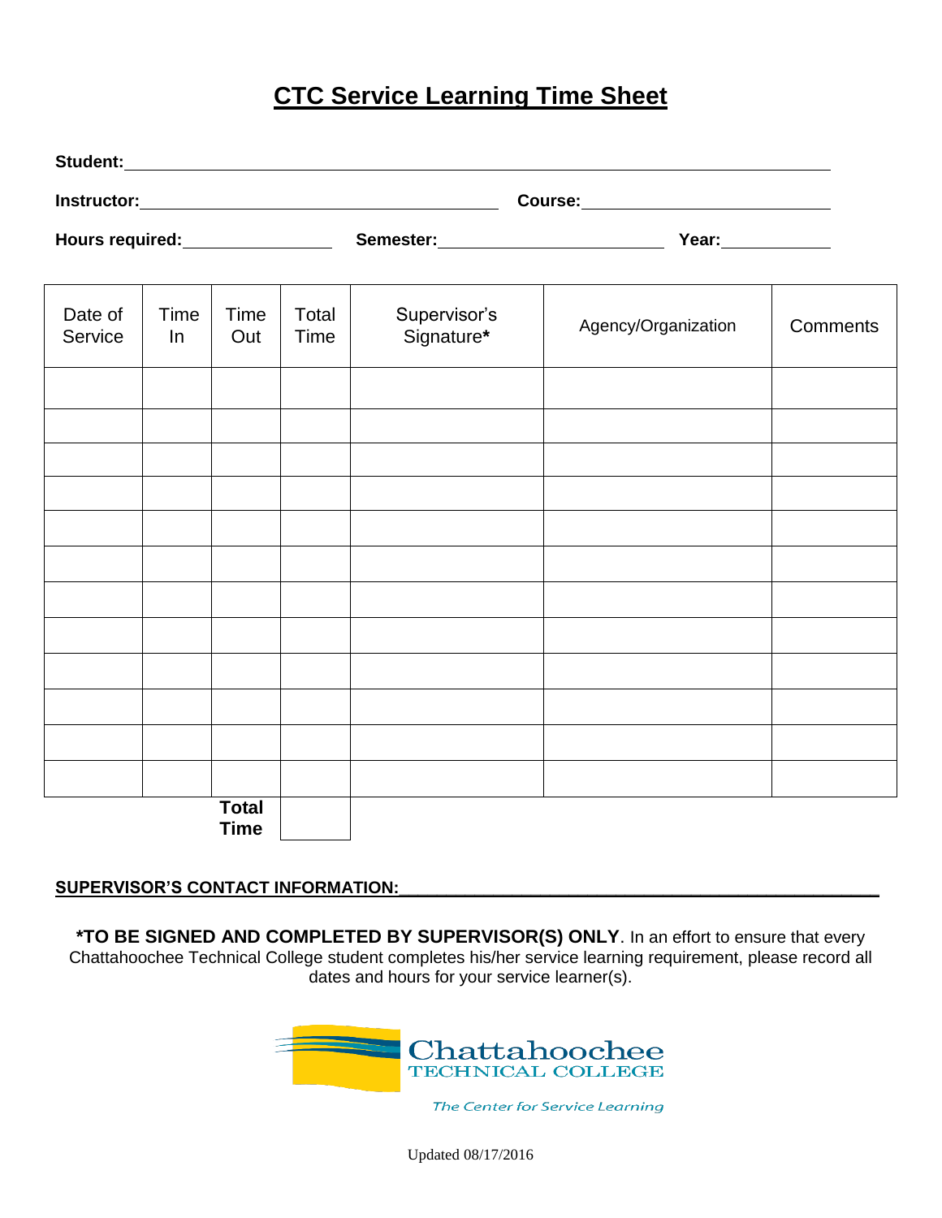# CTC Service Learning Time Sheet

**Student:** ______________________________________________

**Instructor:** ______________________ **Course:** ______________

**Hours required:** __________ **Semester:** ______________ **Year:** ________

| Date of Service | Time In | Time Out | Total Time | Supervisor's Signature* | Agency/Organization | Comments |
|---|---|---|---|---|---|---|
| | | | | | | |
| | | | | | | |
| | | | | | | |
| | | | | | | |
| | | | | | | |
| | | | | | | |
| | | | | | | |
| | | | | | | |
| | | | | | | |
| | | | | | | |
| | | | | | | |
| | | | | | | |
| | | **Total Time** | | | | |

**SUPERVISOR'S CONTACT INFORMATION:**______________________________________

**\*TO BE SIGNED AND COMPLETED BY SUPERVISOR(S) ONLY**. In an effort to ensure that every Chattahoochee Technical College student completes his/her service learning requirement, please record all dates and hours for your service learner(s).

Chattahoochee TECHNICAL COLLEGE

*The Center for Service Learning*

Updated 08/17/2016